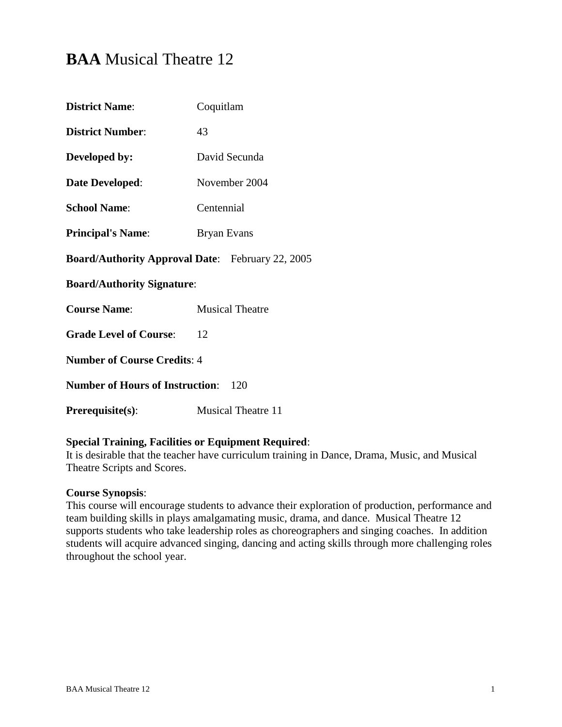# **BAA** Musical Theatre 12

**District Name**: Coquitlam

**District Number**: 43

**Developed by:** David Secunda

**Date Developed**: November 2004

**School Name**: Centennial

**Principal's Name**: Bryan Evans

**Board/Authority Approval Date**: February 22, 2005

**Board/Authority Signature**:

**Course Name**: Musical Theatre

**Grade Level of Course**: 12

**Number of Course Credits**: 4

**Number of Hours of Instruction**: 120

**Prerequisite(s)**: Musical Theatre 11

**Special Training, Facilities or Equipment Required**:
It is desirable that the teacher have curriculum training in Dance, Drama, Music, and Musical Theatre Scripts and Scores.

**Course Synopsis**:
This course will encourage students to advance their exploration of production, performance and team building skills in plays amalgamating music, drama, and dance. Musical Theatre 12 supports students who take leadership roles as choreographers and singing coaches. In addition students will acquire advanced singing, dancing and acting skills through more challenging roles throughout the school year.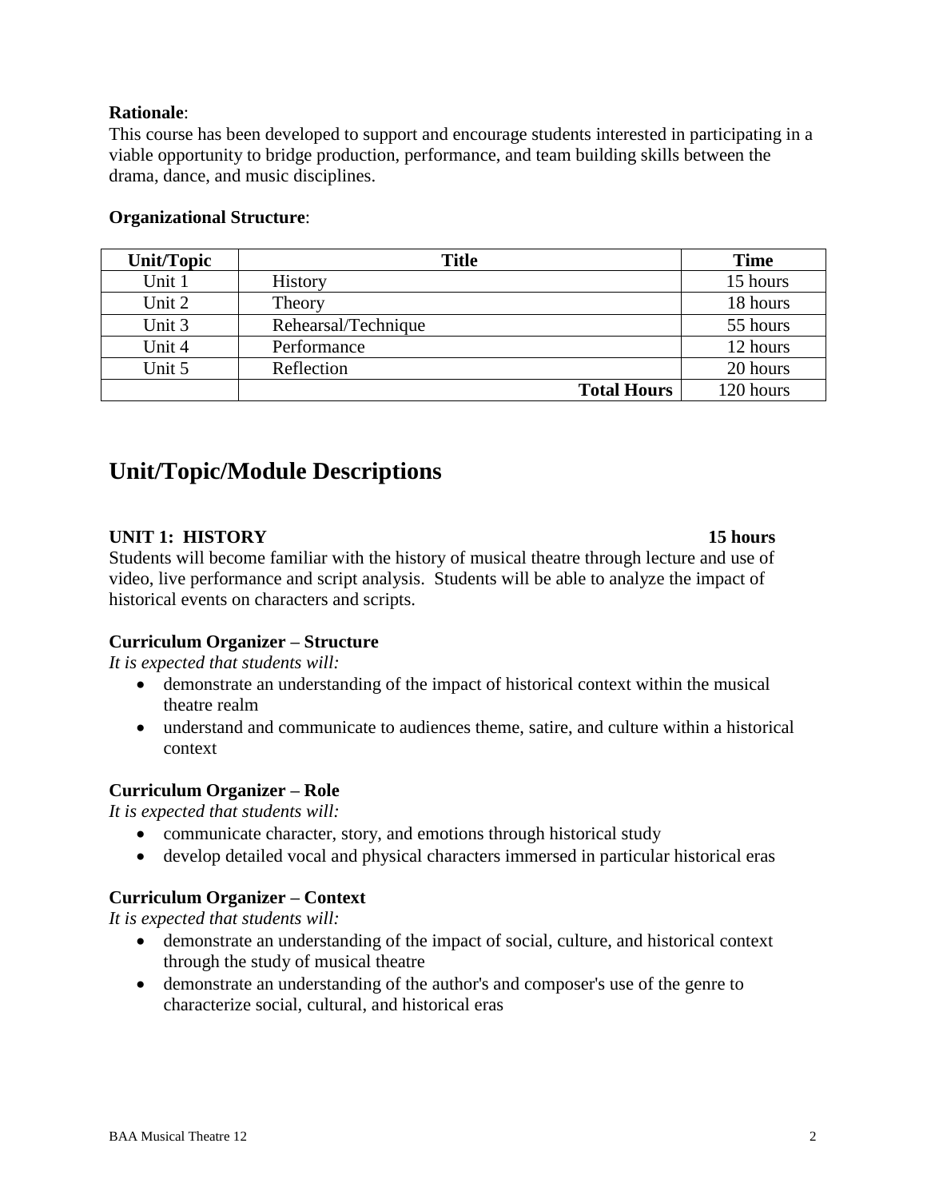**Rationale**:
This course has been developed to support and encourage students interested in participating in a viable opportunity to bridge production, performance, and team building skills between the drama, dance, and music disciplines.

**Organizational Structure**:

| Unit/Topic | Title | Time |
|---|---|---|
| Unit 1 | History | 15 hours |
| Unit 2 | Theory | 18 hours |
| Unit 3 | Rehearsal/Technique | 55 hours |
| Unit 4 | Performance | 12 hours |
| Unit 5 | Reflection | 20 hours |
| | **Total Hours** | 120 hours |

## Unit/Topic/Module Descriptions

**UNIT 1: HISTORY** **15 hours**

Students will become familiar with the history of musical theatre through lecture and use of video, live performance and script analysis. Students will be able to analyze the impact of historical events on characters and scripts.

**Curriculum Organizer – Structure**

*It is expected that students will:*

- demonstrate an understanding of the impact of historical context within the musical theatre realm
- understand and communicate to audiences theme, satire, and culture within a historical context

**Curriculum Organizer – Role**

*It is expected that students will:*

- communicate character, story, and emotions through historical study
- develop detailed vocal and physical characters immersed in particular historical eras

**Curriculum Organizer – Context**

*It is expected that students will:*

- demonstrate an understanding of the impact of social, culture, and historical context through the study of musical theatre
- demonstrate an understanding of the author's and composer's use of the genre to characterize social, cultural, and historical eras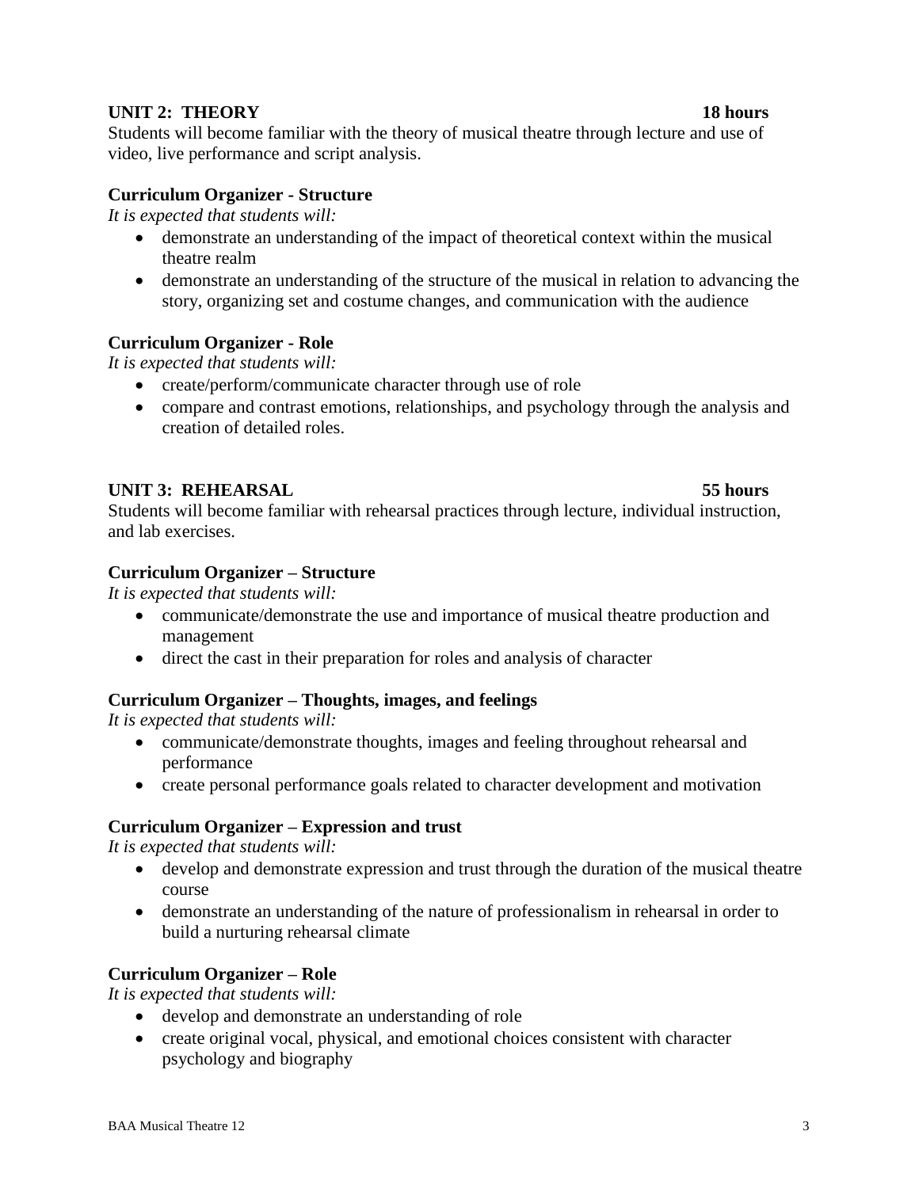## UNIT 2: THEORY — 18 hours

Students will become familiar with the theory of musical theatre through lecture and use of video, live performance and script analysis.

### Curriculum Organizer - Structure

*It is expected that students will:*

- demonstrate an understanding of the impact of theoretical context within the musical theatre realm
- demonstrate an understanding of the structure of the musical in relation to advancing the story, organizing set and costume changes, and communication with the audience

### Curriculum Organizer - Role

*It is expected that students will:*

- create/perform/communicate character through use of role
- compare and contrast emotions, relationships, and psychology through the analysis and creation of detailed roles.

## UNIT 3: REHEARSAL — 55 hours

Students will become familiar with rehearsal practices through lecture, individual instruction, and lab exercises.

### Curriculum Organizer – Structure

*It is expected that students will:*

- communicate/demonstrate the use and importance of musical theatre production and management
- direct the cast in their preparation for roles and analysis of character

### Curriculum Organizer – Thoughts, images, and feelings

*It is expected that students will:*

- communicate/demonstrate thoughts, images and feeling throughout rehearsal and performance
- create personal performance goals related to character development and motivation

### Curriculum Organizer – Expression and trust

*It is expected that students will:*

- develop and demonstrate expression and trust through the duration of the musical theatre course
- demonstrate an understanding of the nature of professionalism in rehearsal in order to build a nurturing rehearsal climate

### Curriculum Organizer – Role

*It is expected that students will:*

- develop and demonstrate an understanding of role
- create original vocal, physical, and emotional choices consistent with character psychology and biography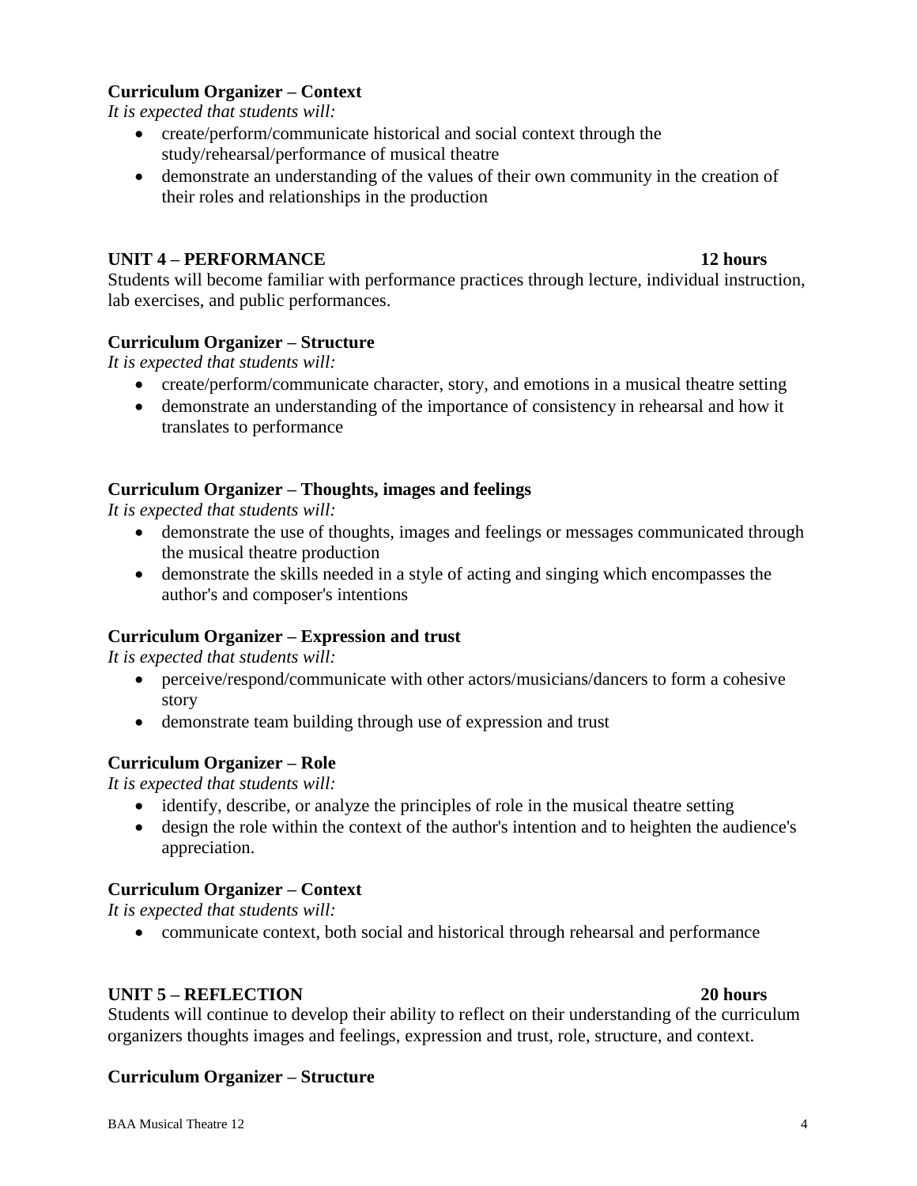**Curriculum Organizer – Context**

*It is expected that students will:*

- create/perform/communicate historical and social context through the study/rehearsal/performance of musical theatre
- demonstrate an understanding of the values of their own community in the creation of their roles and relationships in the production

**UNIT 4 – PERFORMANCE 12 hours**

Students will become familiar with performance practices through lecture, individual instruction, lab exercises, and public performances.

**Curriculum Organizer – Structure**

*It is expected that students will:*

- create/perform/communicate character, story, and emotions in a musical theatre setting
- demonstrate an understanding of the importance of consistency in rehearsal and how it translates to performance

**Curriculum Organizer – Thoughts, images and feelings**

*It is expected that students will:*

- demonstrate the use of thoughts, images and feelings or messages communicated through the musical theatre production
- demonstrate the skills needed in a style of acting and singing which encompasses the author's and composer's intentions

**Curriculum Organizer – Expression and trust**

*It is expected that students will:*

- perceive/respond/communicate with other actors/musicians/dancers to form a cohesive story
- demonstrate team building through use of expression and trust

**Curriculum Organizer – Role**

*It is expected that students will:*

- identify, describe, or analyze the principles of role in the musical theatre setting
- design the role within the context of the author's intention and to heighten the audience's appreciation.

**Curriculum Organizer – Context**

*It is expected that students will:*

- communicate context, both social and historical through rehearsal and performance

**UNIT 5 – REFLECTION 20 hours**

Students will continue to develop their ability to reflect on their understanding of the curriculum organizers thoughts images and feelings, expression and trust, role, structure, and context.

**Curriculum Organizer – Structure**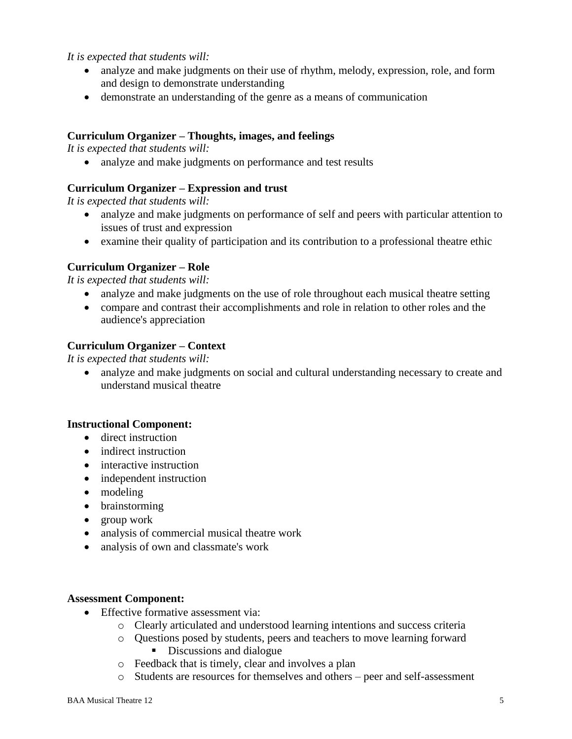*It is expected that students will:*

- analyze and make judgments on their use of rhythm, melody, expression, role, and form and design to demonstrate understanding
- demonstrate an understanding of the genre as a means of communication

**Curriculum Organizer – Thoughts, images, and feelings**

*It is expected that students will:*

- analyze and make judgments on performance and test results

**Curriculum Organizer – Expression and trust**

*It is expected that students will:*

- analyze and make judgments on performance of self and peers with particular attention to issues of trust and expression
- examine their quality of participation and its contribution to a professional theatre ethic

**Curriculum Organizer – Role**

*It is expected that students will:*

- analyze and make judgments on the use of role throughout each musical theatre setting
- compare and contrast their accomplishments and role in relation to other roles and the audience's appreciation

**Curriculum Organizer – Context**

*It is expected that students will:*

- analyze and make judgments on social and cultural understanding necessary to create and understand musical theatre

**Instructional Component:**

- direct instruction
- indirect instruction
- interactive instruction
- independent instruction
- modeling
- brainstorming
- group work
- analysis of commercial musical theatre work
- analysis of own and classmate's work

**Assessment Component:**

- Effective formative assessment via:
  - Clearly articulated and understood learning intentions and success criteria
  - Questions posed by students, peers and teachers to move learning forward
    - Discussions and dialogue
  - Feedback that is timely, clear and involves a plan
  - Students are resources for themselves and others – peer and self-assessment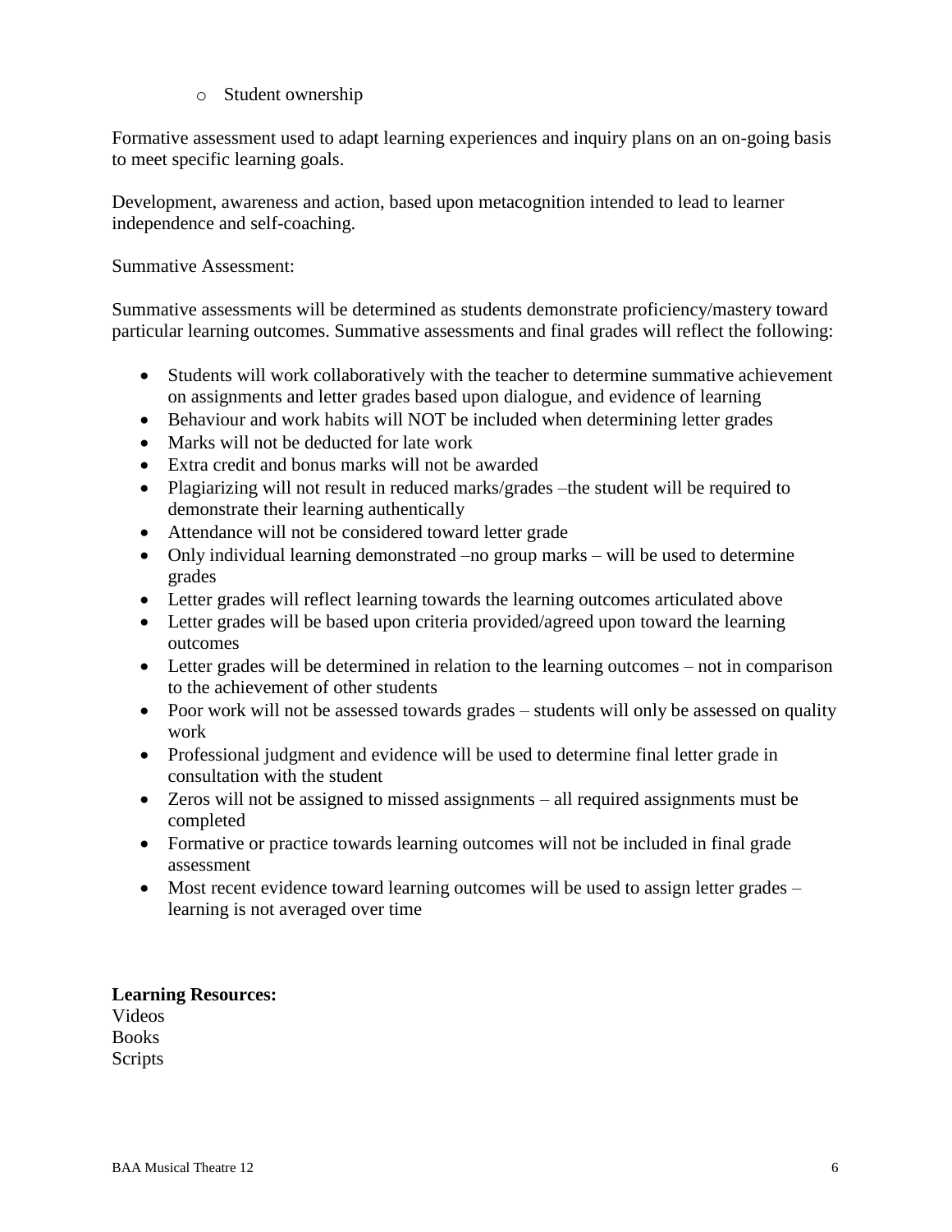- Student ownership

Formative assessment used to adapt learning experiences and inquiry plans on an on-going basis to meet specific learning goals.

Development, awareness and action, based upon metacognition intended to lead to learner independence and self-coaching.

Summative Assessment:

Summative assessments will be determined as students demonstrate proficiency/mastery toward particular learning outcomes. Summative assessments and final grades will reflect the following:

- Students will work collaboratively with the teacher to determine summative achievement on assignments and letter grades based upon dialogue, and evidence of learning
- Behaviour and work habits will NOT be included when determining letter grades
- Marks will not be deducted for late work
- Extra credit and bonus marks will not be awarded
- Plagiarizing will not result in reduced marks/grades –the student will be required to demonstrate their learning authentically
- Attendance will not be considered toward letter grade
- Only individual learning demonstrated –no group marks – will be used to determine grades
- Letter grades will reflect learning towards the learning outcomes articulated above
- Letter grades will be based upon criteria provided/agreed upon toward the learning outcomes
- Letter grades will be determined in relation to the learning outcomes – not in comparison to the achievement of other students
- Poor work will not be assessed towards grades – students will only be assessed on quality work
- Professional judgment and evidence will be used to determine final letter grade in consultation with the student
- Zeros will not be assigned to missed assignments – all required assignments must be completed
- Formative or practice towards learning outcomes will not be included in final grade assessment
- Most recent evidence toward learning outcomes will be used to assign letter grades – learning is not averaged over time

**Learning Resources:**

Videos
Books
Scripts